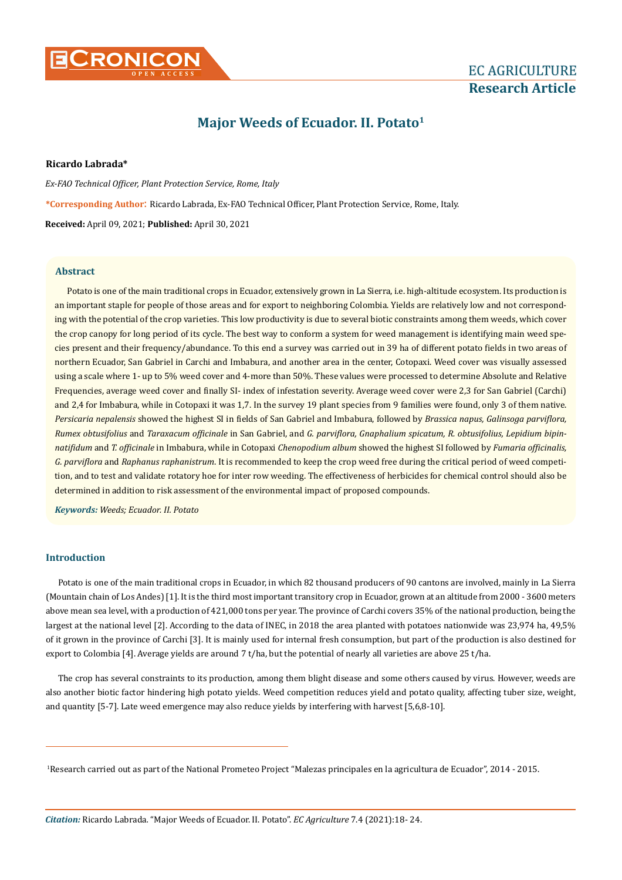# Major Weeds of Ecuador. II. Potato[1]

**Ricardo Labrada***

*Ex-FAO Technical Officer, Plant Protection Service, Rome, Italy*

***Corresponding Author**: Ricardo Labrada, Ex-FAO Technical Officer, Plant Protection Service, Rome, Italy.

**Received:** April 09, 2021; **Published:** April 30, 2021

## Abstract

Potato is one of the main traditional crops in Ecuador, extensively grown in La Sierra, i.e. high-altitude ecosystem. Its production is an important staple for people of those areas and for export to neighboring Colombia. Yields are relatively low and not corresponding with the potential of the crop varieties. This low productivity is due to several biotic constraints among them weeds, which cover the crop canopy for long period of its cycle. The best way to conform a system for weed management is identifying main weed species present and their frequency/abundance. To this end a survey was carried out in 39 ha of different potato fields in two areas of northern Ecuador, San Gabriel in Carchi and Imbabura, and another area in the center, Cotopaxi. Weed cover was visually assessed using a scale where 1- up to 5% weed cover and 4-more than 50%. These values were processed to determine Absolute and Relative Frequencies, average weed cover and finally SI- index of infestation severity. Average weed cover were 2,3 for San Gabriel (Carchi) and 2,4 for Imbabura, while in Cotopaxi it was 1,7. In the survey 19 plant species from 9 families were found, only 3 of them native. *Persicaria nepalensis* showed the highest SI in fields of San Gabriel and Imbabura, followed by *Brassica napus, Galinsoga parviflora, Rumex obtusifolius* and *Taraxacum officinale* in San Gabriel, and *G. parviflora, Gnaphalium spicatum, R. obtusifolius, Lepidium bipinnatifidum* and *T. officinale* in Imbabura, while in Cotopaxi *Chenopodium album* showed the highest SI followed by *Fumaria officinalis, G. parviflora* and *Raphanus raphanistrum*. It is recommended to keep the crop weed free during the critical period of weed competition, and to test and validate rotatory hoe for inter row weeding. The effectiveness of herbicides for chemical control should also be determined in addition to risk assessment of the environmental impact of proposed compounds.

***Keywords:*** *Weeds; Ecuador. II. Potato*

## Introduction

Potato is one of the main traditional crops in Ecuador, in which 82 thousand producers of 90 cantons are involved, mainly in La Sierra (Mountain chain of Los Andes) [1]. It is the third most important transitory crop in Ecuador, grown at an altitude from 2000 - 3600 meters above mean sea level, with a production of 421,000 tons per year. The province of Carchi covers 35% of the national production, being the largest at the national level [2]. According to the data of INEC, in 2018 the area planted with potatoes nationwide was 23,974 ha, 49,5% of it grown in the province of Carchi [3]. It is mainly used for internal fresh consumption, but part of the production is also destined for export to Colombia [4]. Average yields are around 7 t/ha, but the potential of nearly all varieties are above 25 t/ha.

The crop has several constraints to its production, among them blight disease and some others caused by virus. However, weeds are also another biotic factor hindering high potato yields. Weed competition reduces yield and potato quality, affecting tuber size, weight, and quantity [5-7]. Late weed emergence may also reduce yields by interfering with harvest [5,6,8-10].

---

[1]Research carried out as part of the National Prometeo Project "Malezas principales en la agricultura de Ecuador", 2014 - 2015.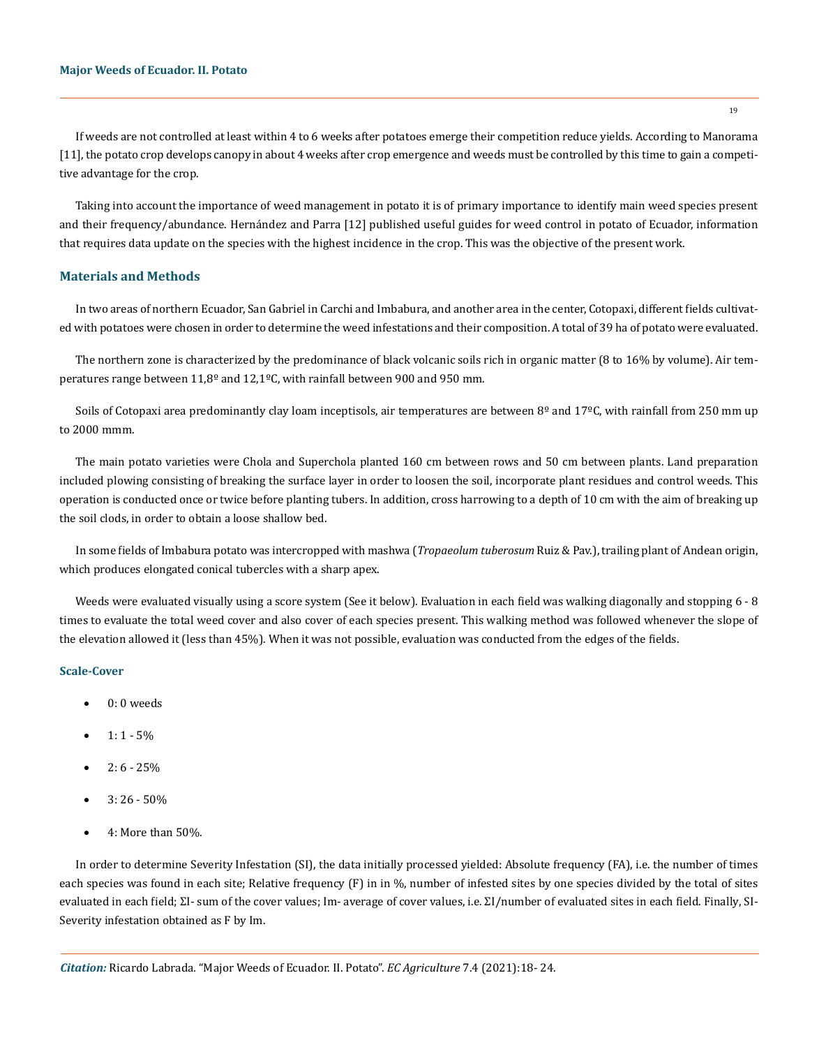If weeds are not controlled at least within 4 to 6 weeks after potatoes emerge their competition reduce yields. According to Manorama [11], the potato crop develops canopy in about 4 weeks after crop emergence and weeds must be controlled by this time to gain a competitive advantage for the crop.

Taking into account the importance of weed management in potato it is of primary importance to identify main weed species present and their frequency/abundance. Hernández and Parra [12] published useful guides for weed control in potato of Ecuador, information that requires data update on the species with the highest incidence in the crop. This was the objective of the present work.

## Materials and Methods

In two areas of northern Ecuador, San Gabriel in Carchi and Imbabura, and another area in the center, Cotopaxi, different fields cultivated with potatoes were chosen in order to determine the weed infestations and their composition. A total of 39 ha of potato were evaluated.

The northern zone is characterized by the predominance of black volcanic soils rich in organic matter (8 to 16% by volume). Air temperatures range between 11,8º and 12,1ºC, with rainfall between 900 and 950 mm.

Soils of Cotopaxi area predominantly clay loam inceptisols, air temperatures are between 8º and 17ºC, with rainfall from 250 mm up to 2000 mmm.

The main potato varieties were Chola and Superchola planted 160 cm between rows and 50 cm between plants. Land preparation included plowing consisting of breaking the surface layer in order to loosen the soil, incorporate plant residues and control weeds. This operation is conducted once or twice before planting tubers. In addition, cross harrowing to a depth of 10 cm with the aim of breaking up the soil clods, in order to obtain a loose shallow bed.

In some fields of Imbabura potato was intercropped with mashwa (*Tropaeolum tuberosum* Ruiz & Pav.), trailing plant of Andean origin, which produces elongated conical tubercles with a sharp apex.

Weeds were evaluated visually using a score system (See it below). Evaluation in each field was walking diagonally and stopping 6 - 8 times to evaluate the total weed cover and also cover of each species present. This walking method was followed whenever the slope of the elevation allowed it (less than 45%). When it was not possible, evaluation was conducted from the edges of the fields.

### Scale-Cover

- 0: 0 weeds
- 1: 1 - 5%
- 2: 6 - 25%
- 3: 26 - 50%
- 4: More than 50%.

In order to determine Severity Infestation (SI), the data initially processed yielded: Absolute frequency (FA), i.e. the number of times each species was found in each site; Relative frequency (F) in in %, number of infested sites by one species divided by the total of sites evaluated in each field; ΣI- sum of the cover values; Im- average of cover values, i.e. ΣI/number of evaluated sites in each field. Finally, SI-Severity infestation obtained as F by Im.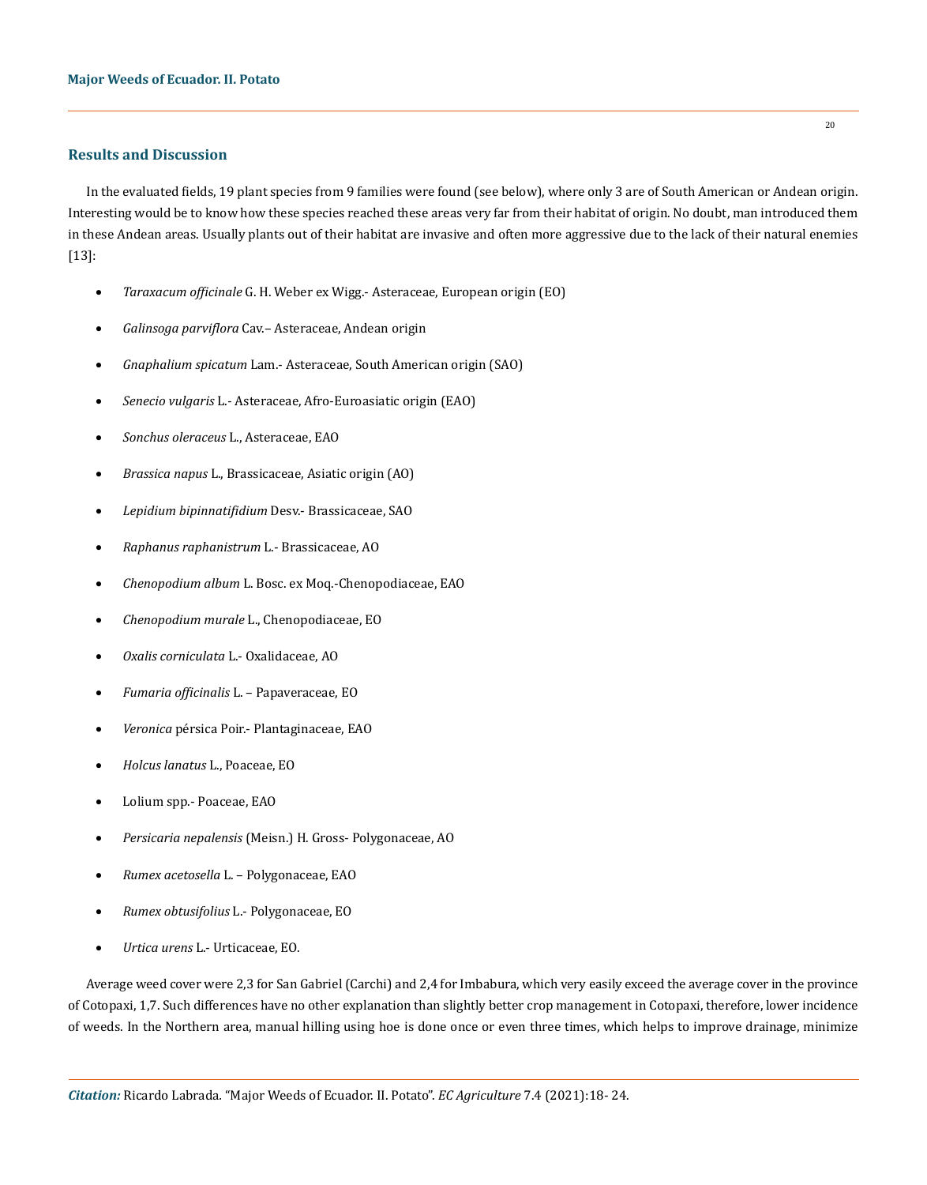## Results and Discussion

In the evaluated fields, 19 plant species from 9 families were found (see below), where only 3 are of South American or Andean origin. Interesting would be to know how these species reached these areas very far from their habitat of origin. No doubt, man introduced them in these Andean areas. Usually plants out of their habitat are invasive and often more aggressive due to the lack of their natural enemies [13]:

- *Taraxacum officinale* G. H. Weber ex Wigg.- Asteraceae, European origin (EO)
- *Galinsoga parviflora* Cav.– Asteraceae, Andean origin
- *Gnaphalium spicatum* Lam.- Asteraceae, South American origin (SAO)
- *Senecio vulgaris* L.- Asteraceae, Afro-Euroasiatic origin (EAO)
- *Sonchus oleraceus* L., Asteraceae, EAO
- *Brassica napus* L., Brassicaceae, Asiatic origin (AO)
- *Lepidium bipinnatifidium* Desv.- Brassicaceae, SAO
- *Raphanus raphanistrum* L.- Brassicaceae, AO
- *Chenopodium album* L. Bosc. ex Moq.-Chenopodiaceae, EAO
- *Chenopodium murale* L., Chenopodiaceae, EO
- *Oxalis corniculata* L.- Oxalidaceae, AO
- *Fumaria officinalis* L. – Papaveraceae, EO
- *Veronica* pérsica Poir.- Plantaginaceae, EAO
- *Holcus lanatus* L., Poaceae, EO
- Lolium spp.- Poaceae, EAO
- *Persicaria nepalensis* (Meisn.) H. Gross- Polygonaceae, AO
- *Rumex acetosella* L. – Polygonaceae, EAO
- *Rumex obtusifolius* L.- Polygonaceae, EO
- *Urtica urens* L.- Urticaceae, EO.

Average weed cover were 2,3 for San Gabriel (Carchi) and 2,4 for Imbabura, which very easily exceed the average cover in the province of Cotopaxi, 1,7. Such differences have no other explanation than slightly better crop management in Cotopaxi, therefore, lower incidence of weeds. In the Northern area, manual hilling using hoe is done once or even three times, which helps to improve drainage, minimize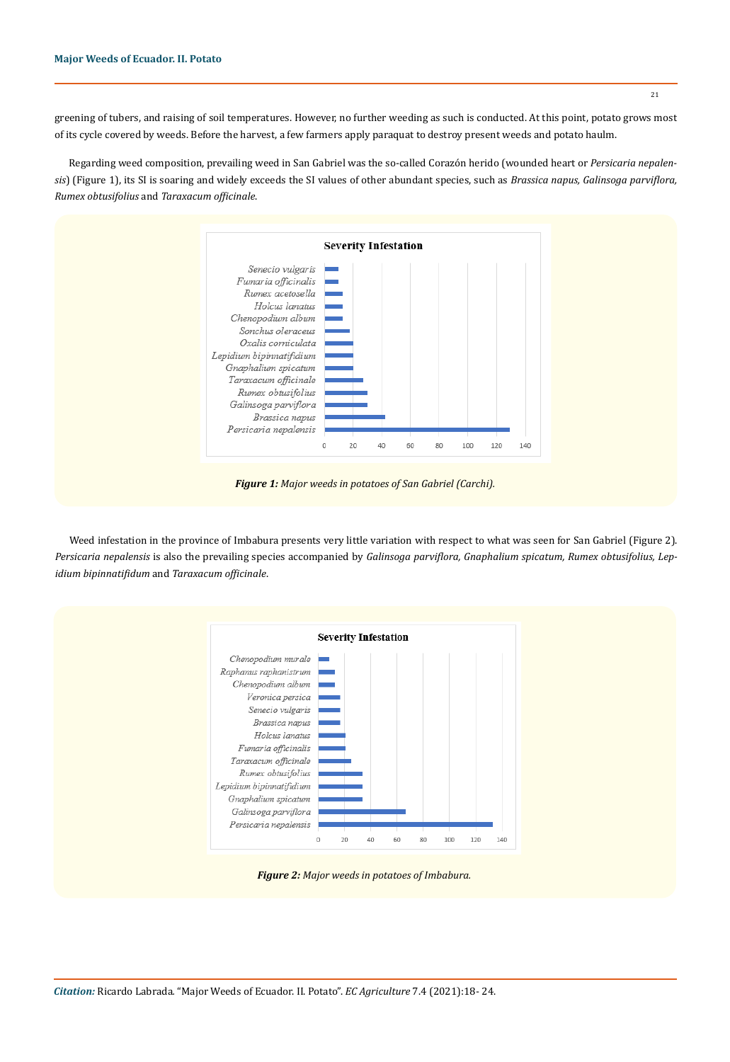greening of tubers, and raising of soil temperatures. However, no further weeding as such is conducted. At this point, potato grows most of its cycle covered by weeds. Before the harvest, a few farmers apply paraquat to destroy present weeds and potato haulm.

Regarding weed composition, prevailing weed in San Gabriel was the so-called Corazón herido (wounded heart or *Persicaria nepalensis*) (Figure 1), its SI is soaring and widely exceeds the SI values of other abundant species, such as *Brassica napus, Galinsoga parviflora, Rumex obtusifolius* and *Taraxacum officinale*.

**Figure 1:** *Major weeds in potatoes of San Gabriel (Carchi).*

Weed infestation in the province of Imbabura presents very little variation with respect to what was seen for San Gabriel (Figure 2). *Persicaria nepalensis* is also the prevailing species accompanied by *Galinsoga parviflora, Gnaphalium spicatum, Rumex obtusifolius, Lepidium bipinnatifidum* and *Taraxacum officinale*.

**Figure 2:** *Major weeds in potatoes of Imbabura.*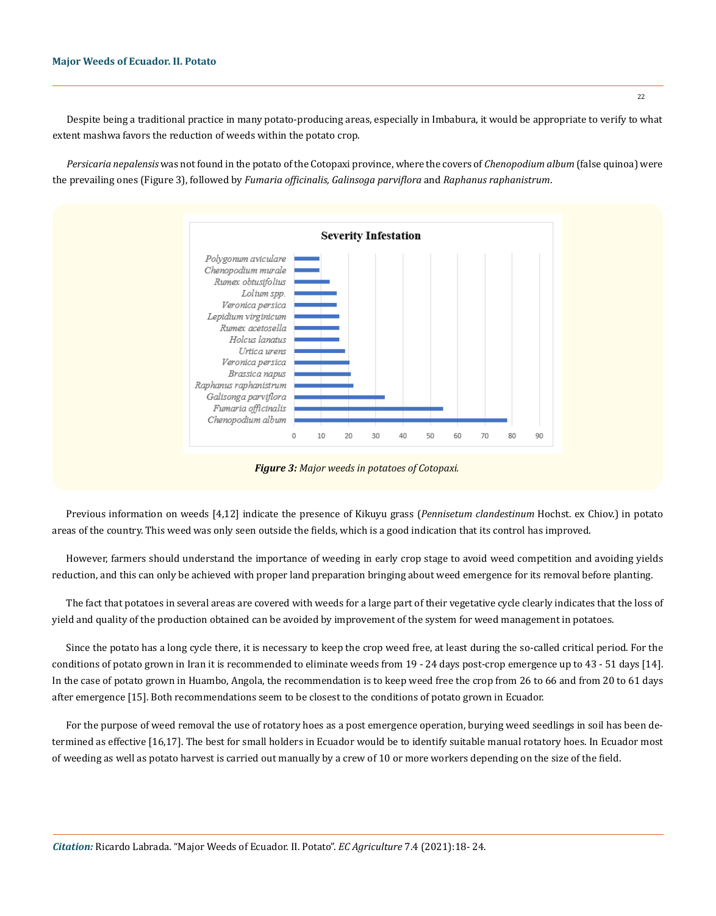Despite being a traditional practice in many potato-producing areas, especially in Imbabura, it would be appropriate to verify to what extent mashwa favors the reduction of weeds within the potato crop.

*Persicaria nepalensis* was not found in the potato of the Cotopaxi province, where the covers of *Chenopodium album* (false quinoa) were the prevailing ones (Figure 3), followed by *Fumaria officinalis, Galinsoga parviflora* and *Raphanus raphanistrum*.

***Figure 3:*** *Major weeds in potatoes of Cotopaxi.*

Previous information on weeds [4,12] indicate the presence of Kikuyu grass (*Pennisetum clandestinum* Hochst. ex Chiov.) in potato areas of the country. This weed was only seen outside the fields, which is a good indication that its control has improved.

However, farmers should understand the importance of weeding in early crop stage to avoid weed competition and avoiding yields reduction, and this can only be achieved with proper land preparation bringing about weed emergence for its removal before planting.

The fact that potatoes in several areas are covered with weeds for a large part of their vegetative cycle clearly indicates that the loss of yield and quality of the production obtained can be avoided by improvement of the system for weed management in potatoes.

Since the potato has a long cycle there, it is necessary to keep the crop weed free, at least during the so-called critical period. For the conditions of potato grown in Iran it is recommended to eliminate weeds from 19 - 24 days post-crop emergence up to 43 - 51 days [14]. In the case of potato grown in Huambo, Angola, the recommendation is to keep weed free the crop from 26 to 66 and from 20 to 61 days after emergence [15]. Both recommendations seem to be closest to the conditions of potato grown in Ecuador.

For the purpose of weed removal the use of rotatory hoes as a post emergence operation, burying weed seedlings in soil has been determined as effective [16,17]. The best for small holders in Ecuador would be to identify suitable manual rotatory hoes. In Ecuador most of weeding as well as potato harvest is carried out manually by a crew of 10 or more workers depending on the size of the field.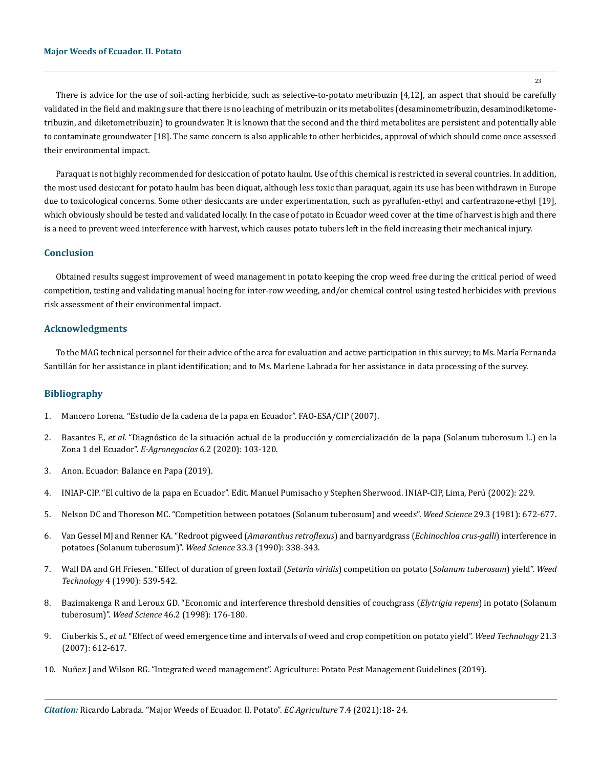There is advice for the use of soil-acting herbicide, such as selective-to-potato metribuzin [4,12], an aspect that should be carefully validated in the field and making sure that there is no leaching of metribuzin or its metabolites (desaminometribuzin, desaminodiketometribuzin, and diketometribuzin) to groundwater. It is known that the second and the third metabolites are persistent and potentially able to contaminate groundwater [18]. The same concern is also applicable to other herbicides, approval of which should come once assessed their environmental impact.

Paraquat is not highly recommended for desiccation of potato haulm. Use of this chemical is restricted in several countries. In addition, the most used desiccant for potato haulm has been diquat, although less toxic than paraquat, again its use has been withdrawn in Europe due to toxicological concerns. Some other desiccants are under experimentation, such as pyraflufen-ethyl and carfentrazone-ethyl [19], which obviously should be tested and validated locally. In the case of potato in Ecuador weed cover at the time of harvest is high and there is a need to prevent weed interference with harvest, which causes potato tubers left in the field increasing their mechanical injury.

## Conclusion

Obtained results suggest improvement of weed management in potato keeping the crop weed free during the critical period of weed competition, testing and validating manual hoeing for inter-row weeding, and/or chemical control using tested herbicides with previous risk assessment of their environmental impact.

## Acknowledgments

To the MAG technical personnel for their advice of the area for evaluation and active participation in this survey; to Ms. María Fernanda Santillán for her assistance in plant identification; and to Ms. Marlene Labrada for her assistance in data processing of the survey.

## Bibliography

1. Mancero Lorena. "Estudio de la cadena de la papa en Ecuador". FAO-ESA/CIP (2007).
2. Basantes F., *et al*. "Diagnóstico de la situación actual de la producción y comercialización de la papa (Solanum tuberosum L.) en la Zona 1 del Ecuador". *E-Agronegocios* 6.2 (2020): 103-120.
3. Anon. Ecuador: Balance en Papa (2019).
4. INIAP-CIP. "El cultivo de la papa en Ecuador". Edit. Manuel Pumisacho y Stephen Sherwood. INIAP-CIP, Lima, Perú (2002): 229.
5. Nelson DC and Thoreson MC. "Competition between potatoes (Solanum tuberosum) and weeds". *Weed Science* 29.3 (1981): 672-677.
6. Van Gessel MJ and Renner KA. "Redroot pigweed (*Amaranthus retroflexus*) and barnyardgrass (*Echinochloa crus-galli*) interference in potatoes (Solanum tuberosum)". *Weed Science* 33.3 (1990): 338-343.
7. Wall DA and GH Friesen. "Effect of duration of green foxtail (*Setaria viridis*) competition on potato (*Solanum tuberosum*) yield". *Weed Technology* 4 (1990): 539-542.
8. Bazimakenga R and Leroux GD. "Economic and interference threshold densities of couchgrass (*Elytrigia repens*) in potato (Solanum tuberosum)". *Weed Science* 46.2 (1998): 176-180.
9. Ciuberkis S., *et al*. "Effect of weed emergence time and intervals of weed and crop competition on potato yield". *Weed Technology* 21.3 (2007): 612-617.
10. Nuñez J and Wilson RG. "Integrated weed management". Agriculture: Potato Pest Management Guidelines (2019).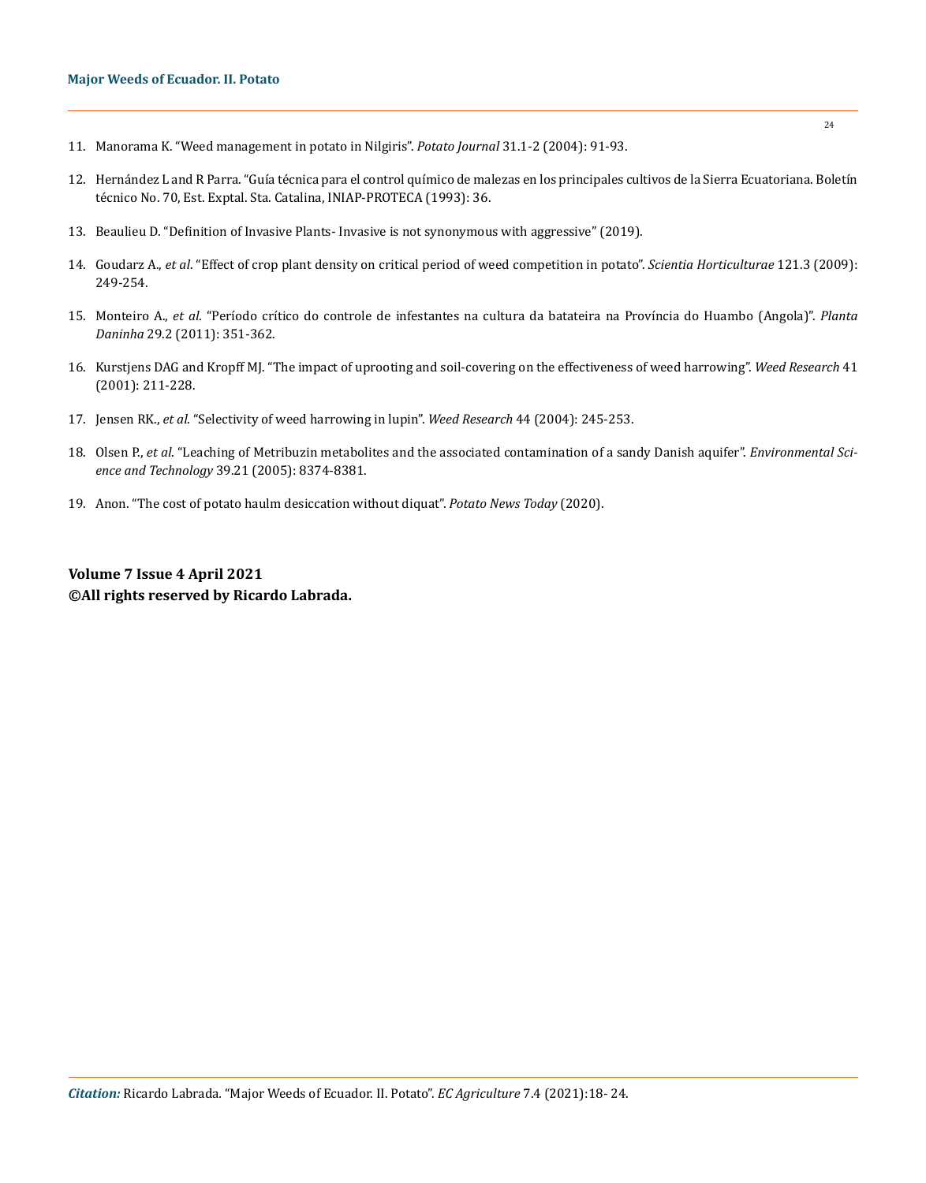11. Manorama K. "Weed management in potato in Nilgiris". *Potato Journal* 31.1-2 (2004): 91-93.

12. Hernández L and R Parra. "Guía técnica para el control químico de malezas en los principales cultivos de la Sierra Ecuatoriana. Boletín técnico No. 70, Est. Exptal. Sta. Catalina, INIAP-PROTECA (1993): 36.

13. Beaulieu D. "Definition of Invasive Plants- Invasive is not synonymous with aggressive" (2019).

14. Goudarz A., *et al*. "Effect of crop plant density on critical period of weed competition in potato". *Scientia Horticulturae* 121.3 (2009): 249-254.

15. Monteiro A., *et al*. "Período crítico do controle de infestantes na cultura da batateira na Província do Huambo (Angola)". *Planta Daninha* 29.2 (2011): 351-362.

16. Kurstjens DAG and Kropff MJ. "The impact of uprooting and soil-covering on the effectiveness of weed harrowing". *Weed Research* 41 (2001): 211-228.

17. Jensen RK., *et al*. "Selectivity of weed harrowing in lupin". *Weed Research* 44 (2004): 245-253.

18. Olsen P., *et al*. "Leaching of Metribuzin metabolites and the associated contamination of a sandy Danish aquifer". *Environmental Science and Technology* 39.21 (2005): 8374-8381.

19. Anon. "The cost of potato haulm desiccation without diquat". *Potato News Today* (2020).

**Volume 7 Issue 4 April 2021**
**©All rights reserved by Ricardo Labrada.**